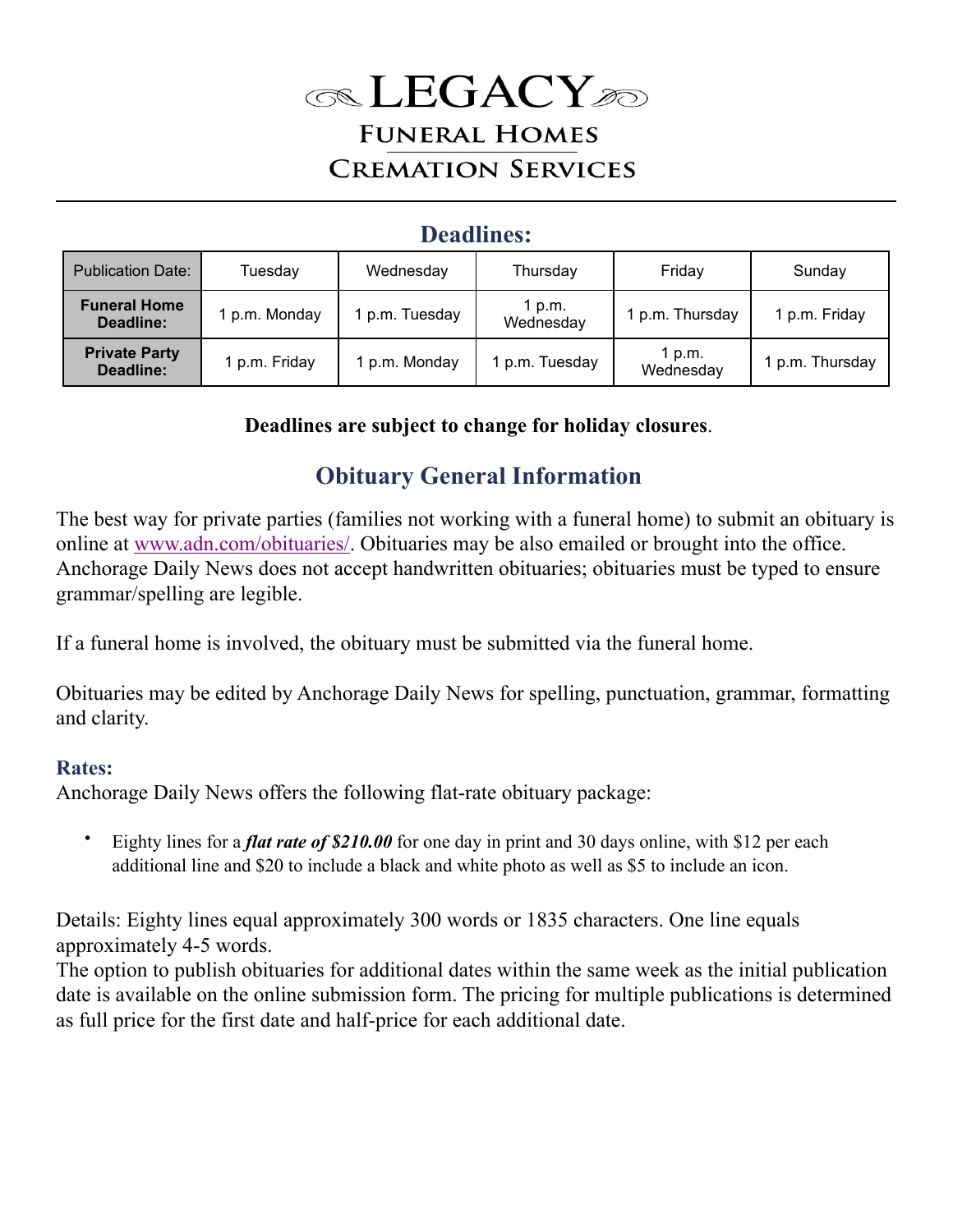# LEGACY

## Funeral Homes

## Cremation Services

## Deadlines:

| Publication Date: | Tuesday | Wednesday | Thursday | Friday | Sunday |
|---|---|---|---|---|---|
| **Funeral Home Deadline:** | 1 p.m. Monday | 1 p.m. Tuesday | 1 p.m. Wednesday | 1 p.m. Thursday | 1 p.m. Friday |
| **Private Party Deadline:** | 1 p.m. Friday | 1 p.m. Monday | 1 p.m. Tuesday | 1 p.m. Wednesday | 1 p.m. Thursday |

**Deadlines are subject to change for holiday closures**.

## Obituary General Information

The best way for private parties (families not working with a funeral home) to submit an obituary is online at www.adn.com/obituaries/. Obituaries may be also emailed or brought into the office. Anchorage Daily News does not accept handwritten obituaries; obituaries must be typed to ensure grammar/spelling are legible.

If a funeral home is involved, the obituary must be submitted via the funeral home.

Obituaries may be edited by Anchorage Daily News for spelling, punctuation, grammar, formatting and clarity.

### Rates:

Anchorage Daily News offers the following flat-rate obituary package:

- Eighty lines for a ***flat rate of $210.00*** for one day in print and 30 days online, with $12 per each additional line and $20 to include a black and white photo as well as $5 to include an icon.

Details: Eighty lines equal approximately 300 words or 1835 characters. One line equals approximately 4-5 words.
The option to publish obituaries for additional dates within the same week as the initial publication date is available on the online submission form. The pricing for multiple publications is determined as full price for the first date and half-price for each additional date.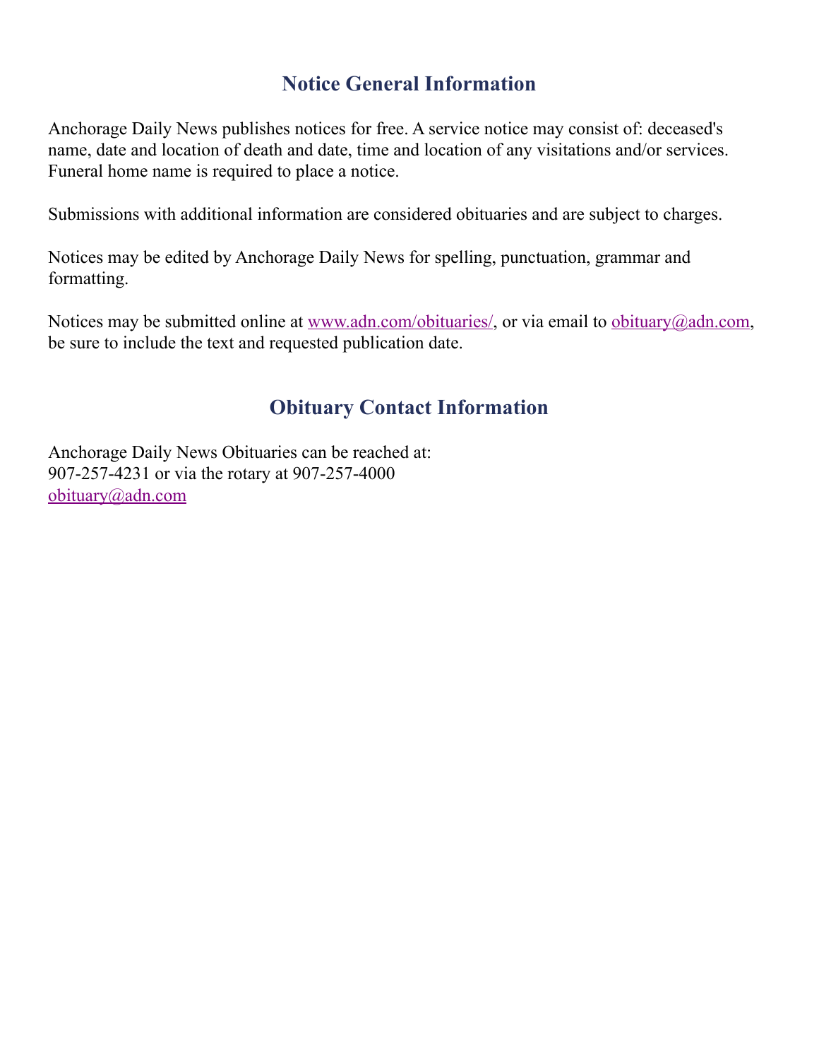## Notice General Information

Anchorage Daily News publishes notices for free. A service notice may consist of: deceased's name, date and location of death and date, time and location of any visitations and/or services. Funeral home name is required to place a notice.

Submissions with additional information are considered obituaries and are subject to charges.

Notices may be edited by Anchorage Daily News for spelling, punctuation, grammar and formatting.

Notices may be submitted online at www.adn.com/obituaries/, or via email to obituary@adn.com, be sure to include the text and requested publication date.

## Obituary Contact Information

Anchorage Daily News Obituaries can be reached at:
907-257-4231 or via the rotary at 907-257-4000
obituary@adn.com